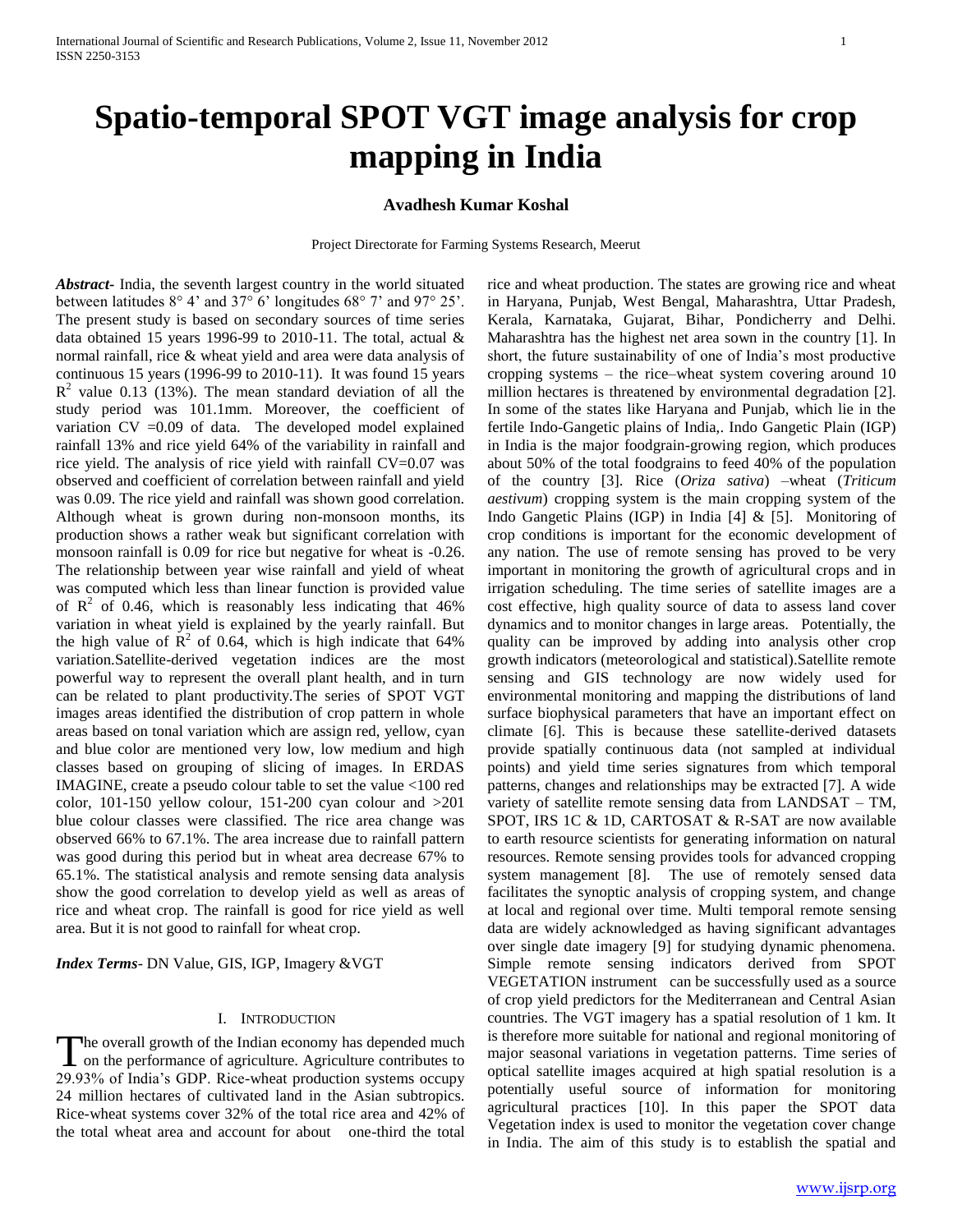# Spatio-temporal SPOT VGT image analysis for crop mapping in India

**Avadhesh Kumar Koshal**

Project Directorate for Farming Systems Research, Meerut

***Abstract*-** India, the seventh largest country in the world situated between latitudes 8° 4' and 37° 6' longitudes 68° 7' and 97° 25'. The present study is based on secondary sources of time series data obtained 15 years 1996-99 to 2010-11. The total, actual & normal rainfall, rice & wheat yield and area were data analysis of continuous 15 years (1996-99 to 2010-11). It was found 15 years $R^2$ value 0.13 (13%). The mean standard deviation of all the study period was 101.1mm. Moreover, the coefficient of variation CV =0.09 of data. The developed model explained rainfall 13% and rice yield 64% of the variability in rainfall and rice yield. The analysis of rice yield with rainfall CV=0.07 was observed and coefficient of correlation between rainfall and yield was 0.09. The rice yield and rainfall was shown good correlation. Although wheat is grown during non-monsoon months, its production shows a rather weak but significant correlation with monsoon rainfall is 0.09 for rice but negative for wheat is -0.26. The relationship between year wise rainfall and yield of wheat was computed which less than linear function is provided value of $R^2$ of 0.46, which is reasonably less indicating that 46% variation in wheat yield is explained by the yearly rainfall. But the high value of $R^2$ of 0.64, which is high indicate that 64% variation.Satellite-derived vegetation indices are the most powerful way to represent the overall plant health, and in turn can be related to plant productivity.The series of SPOT VGT images areas identified the distribution of crop pattern in whole areas based on tonal variation which are assign red, yellow, cyan and blue color are mentioned very low, low medium and high classes based on grouping of slicing of images. In ERDAS IMAGINE, create a pseudo colour table to set the value <100 red color, 101-150 yellow colour, 151-200 cyan colour and >201 blue colour classes were classified. The rice area change was observed 66% to 67.1%. The area increase due to rainfall pattern was good during this period but in wheat area decrease 67% to 65.1%. The statistical analysis and remote sensing data analysis show the good correlation to develop yield as well as areas of rice and wheat crop. The rainfall is good for rice yield as well area. But it is not good to rainfall for wheat crop.

***Index Terms*-** DN Value, GIS, IGP, Imagery &VGT

## I. Introduction

The overall growth of the Indian economy has depended much on the performance of agriculture. Agriculture contributes to 29.93% of India's GDP. Rice-wheat production systems occupy 24 million hectares of cultivated land in the Asian subtropics. Rice-wheat systems cover 32% of the total rice area and 42% of the total wheat area and account for about one-third the total rice and wheat production. The states are growing rice and wheat in Haryana, Punjab, West Bengal, Maharashtra, Uttar Pradesh, Kerala, Karnataka, Gujarat, Bihar, Pondicherry and Delhi. Maharashtra has the highest net area sown in the country [1]. In short, the future sustainability of one of India's most productive cropping systems – the rice–wheat system covering around 10 million hectares is threatened by environmental degradation [2]. In some of the states like Haryana and Punjab, which lie in the fertile Indo-Gangetic plains of India,. Indo Gangetic Plain (IGP) in India is the major foodgrain-growing region, which produces about 50% of the total foodgrains to feed 40% of the population of the country [3]. Rice (*Oriza sativa*) –wheat (*Triticum aestivum*) cropping system is the main cropping system of the Indo Gangetic Plains (IGP) in India [4] & [5]. Monitoring of crop conditions is important for the economic development of any nation. The use of remote sensing has proved to be very important in monitoring the growth of agricultural crops and in irrigation scheduling. The time series of satellite images are a cost effective, high quality source of data to assess land cover dynamics and to monitor changes in large areas. Potentially, the quality can be improved by adding into analysis other crop growth indicators (meteorological and statistical).Satellite remote sensing and GIS technology are now widely used for environmental monitoring and mapping the distributions of land surface biophysical parameters that have an important effect on climate [6]. This is because these satellite-derived datasets provide spatially continuous data (not sampled at individual points) and yield time series signatures from which temporal patterns, changes and relationships may be extracted [7]. A wide variety of satellite remote sensing data from LANDSAT – TM, SPOT, IRS 1C & 1D, CARTOSAT & R-SAT are now available to earth resource scientists for generating information on natural resources. Remote sensing provides tools for advanced cropping system management [8]. The use of remotely sensed data facilitates the synoptic analysis of cropping system, and change at local and regional over time. Multi temporal remote sensing data are widely acknowledged as having significant advantages over single date imagery [9] for studying dynamic phenomena. Simple remote sensing indicators derived from SPOT VEGETATION instrument can be successfully used as a source of crop yield predictors for the Mediterranean and Central Asian countries. The VGT imagery has a spatial resolution of 1 km. It is therefore more suitable for national and regional monitoring of major seasonal variations in vegetation patterns. Time series of optical satellite images acquired at high spatial resolution is a potentially useful source of information for monitoring agricultural practices [10]. In this paper the SPOT data Vegetation index is used to monitor the vegetation cover change in India. The aim of this study is to establish the spatial and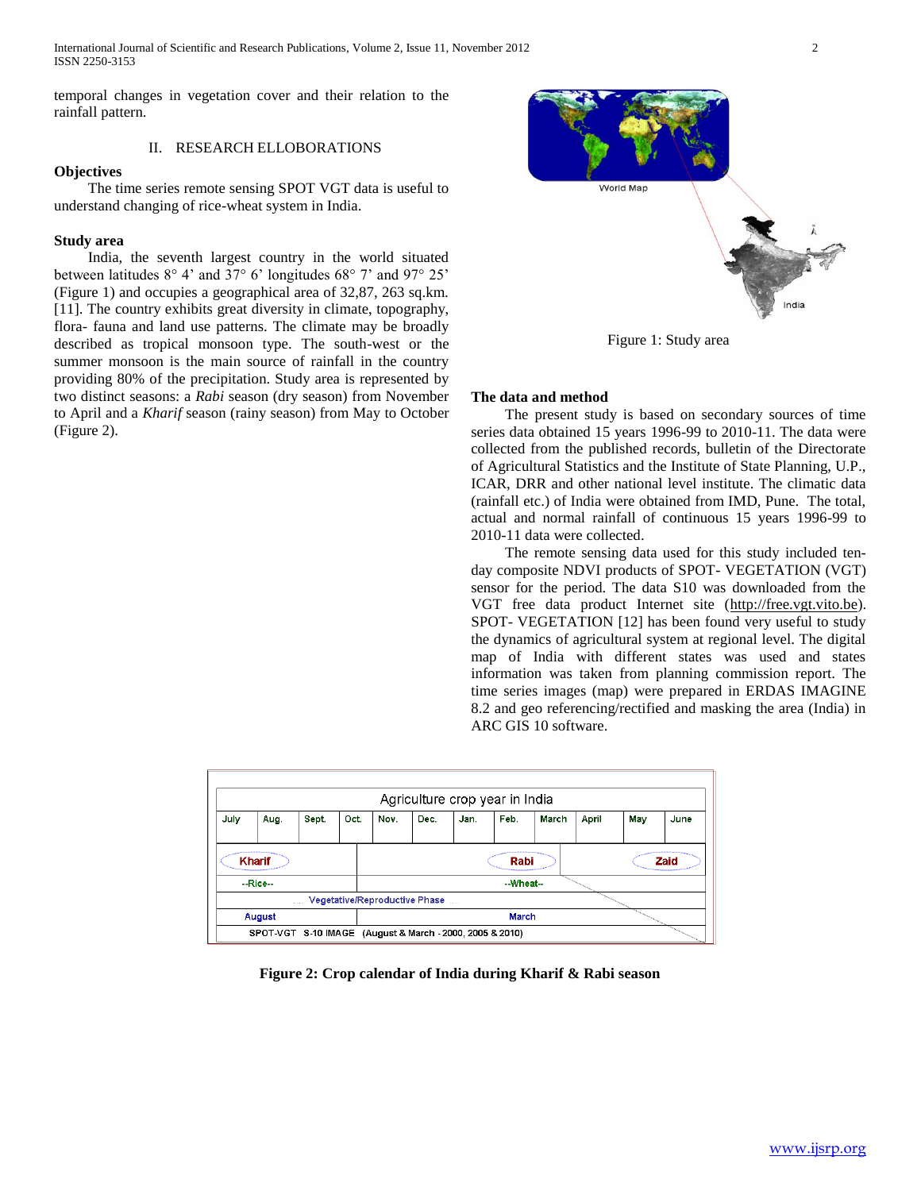temporal changes in vegetation cover and their relation to the rainfall pattern.

## II. RESEARCH ELLOBORATIONS

### Objectives

The time series remote sensing SPOT VGT data is useful to understand changing of rice-wheat system in India.

### Study area

India, the seventh largest country in the world situated between latitudes 8° 4' and 37° 6' longitudes 68° 7' and 97° 25' (Figure 1) and occupies a geographical area of 32,87, 263 sq.km. [11]. The country exhibits great diversity in climate, topography, flora- fauna and land use patterns. The climate may be broadly described as tropical monsoon type. The south-west or the summer monsoon is the main source of rainfall in the country providing 80% of the precipitation. Study area is represented by two distinct seasons: a *Rabi* season (dry season) from November to April and a *Kharif* season (rainy season) from May to October (Figure 2).

Figure 1: Study area

### The data and method

The present study is based on secondary sources of time series data obtained 15 years 1996-99 to 2010-11. The data were collected from the published records, bulletin of the Directorate of Agricultural Statistics and the Institute of State Planning, U.P., ICAR, DRR and other national level institute. The climatic data (rainfall etc.) of India were obtained from IMD, Pune. The total, actual and normal rainfall of continuous 15 years 1996-99 to 2010-11 data were collected.

The remote sensing data used for this study included ten-day composite NDVI products of SPOT- VEGETATION (VGT) sensor for the period. The data S10 was downloaded from the VGT free data product Internet site (http://free.vgt.vito.be). SPOT- VEGETATION [12] has been found very useful to study the dynamics of agricultural system at regional level. The digital map of India with different states was used and states information was taken from planning commission report. The time series images (map) were prepared in ERDAS IMAGINE 8.2 and geo referencing/rectified and masking the area (India) in ARC GIS 10 software.

| Agriculture crop year in India | | | | | | | | | | | |
|---|---|---|---|---|---|---|---|---|---|---|---|
| July | Aug. | Sept. | Oct. | Nov. | Dec. | Jan. | Feb. | March | April | May | June |
| Kharif | | | | Rabi | | | | | | Zaid | |
| --Rice-- | | | | --Wheat-- | | | | | | | |
| Vegetative/Reproductive Phase | | | | | | | | | | | |
| August | | | | March | | | | | | | |
| SPOT-VGT S-10 IMAGE (August & March - 2000, 2005 & 2010) | | | | | | | | | | | |

**Figure 2: Crop calendar of India during Kharif & Rabi season**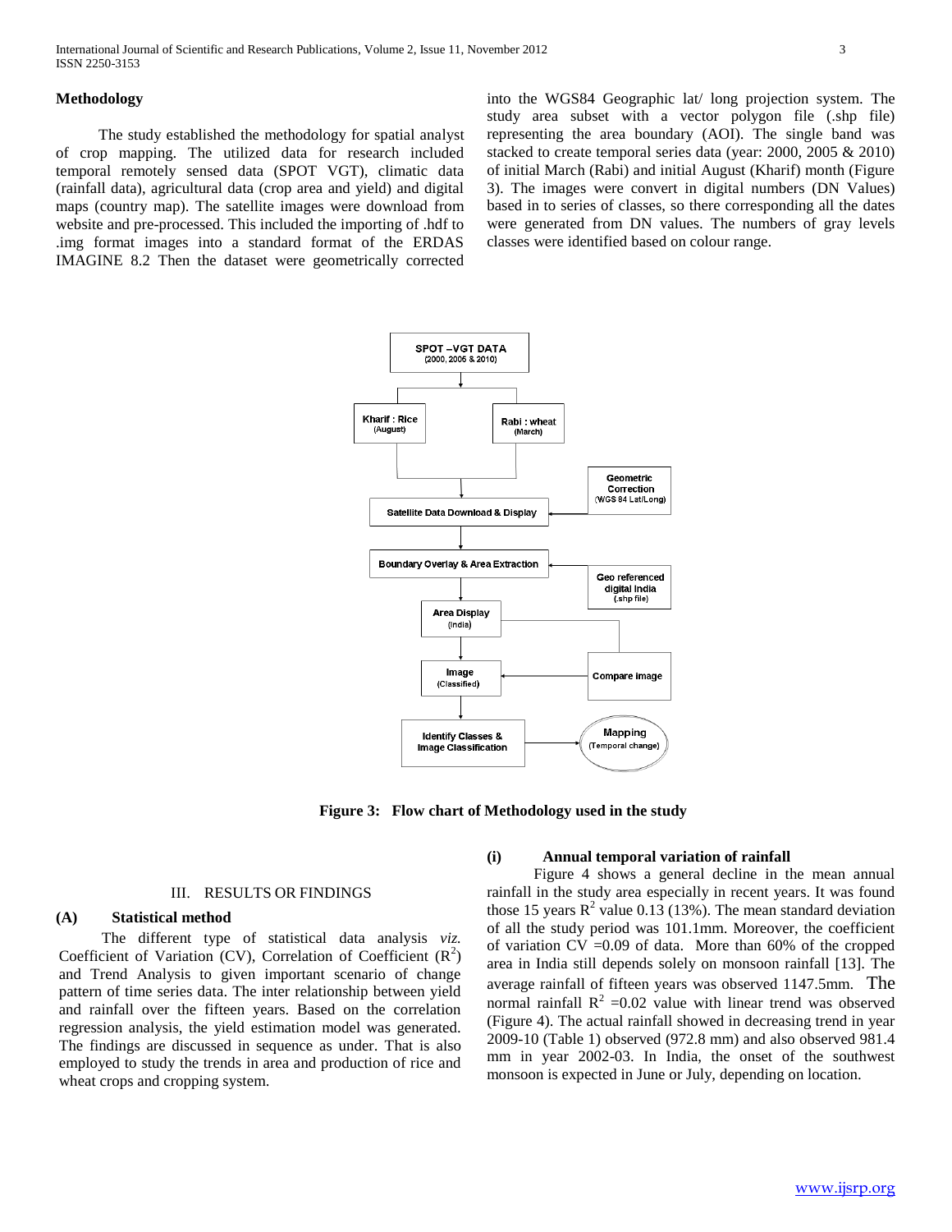## Methodology

The study established the methodology for spatial analyst of crop mapping. The utilized data for research included temporal remotely sensed data (SPOT VGT), climatic data (rainfall data), agricultural data (crop area and yield) and digital maps (country map). The satellite images were download from website and pre-processed. This included the importing of .hdf to .img format images into a standard format of the ERDAS IMAGINE 8.2 Then the dataset were geometrically corrected into the WGS84 Geographic lat/ long projection system. The study area subset with a vector polygon file (.shp file) representing the area boundary (AOI). The single band was stacked to create temporal series data (year: 2000, 2005 & 2010) of initial March (Rabi) and initial August (Kharif) month (Figure 3). The images were convert in digital numbers (DN Values) based in to series of classes, so there corresponding all the dates were generated from DN values. The numbers of gray levels classes were identified based on colour range.

SPOT –VGT DATA (2000, 2005 & 2010)

Kharif : Rice (August)

Rabi : wheat (March)

Geometric Correction (WGS 84 Lat/Long)

Satellite Data Download & Display

Boundary Overlay & Area Extraction

Geo referenced digital India (.shp file)

Area Display (India)

Image (Classified)

Compare image

Identify Classes & Image Classification

Mapping (Temporal change)

**Figure 3: Flow chart of Methodology used in the study**

## III. RESULTS OR FINDINGS

### (A) Statistical method

The different type of statistical data analysis *viz.* Coefficient of Variation (CV), Correlation of Coefficient ($R^2$) and Trend Analysis to given important scenario of change pattern of time series data. The inter relationship between yield and rainfall over the fifteen years. Based on the correlation regression analysis, the yield estimation model was generated. The findings are discussed in sequence as under. That is also employed to study the trends in area and production of rice and wheat crops and cropping system.

#### (i) Annual temporal variation of rainfall

Figure 4 shows a general decline in the mean annual rainfall in the study area especially in recent years. It was found those 15 years $R^2$ value 0.13 (13%). The mean standard deviation of all the study period was 101.1mm. Moreover, the coefficient of variation CV =0.09 of data. More than 60% of the cropped area in India still depends solely on monsoon rainfall [13]. The average rainfall of fifteen years was observed 1147.5mm. The normal rainfall $R^2$ =0.02 value with linear trend was observed (Figure 4). The actual rainfall showed in decreasing trend in year 2009-10 (Table 1) observed (972.8 mm) and also observed 981.4 mm in year 2002-03. In India, the onset of the southwest monsoon is expected in June or July, depending on location.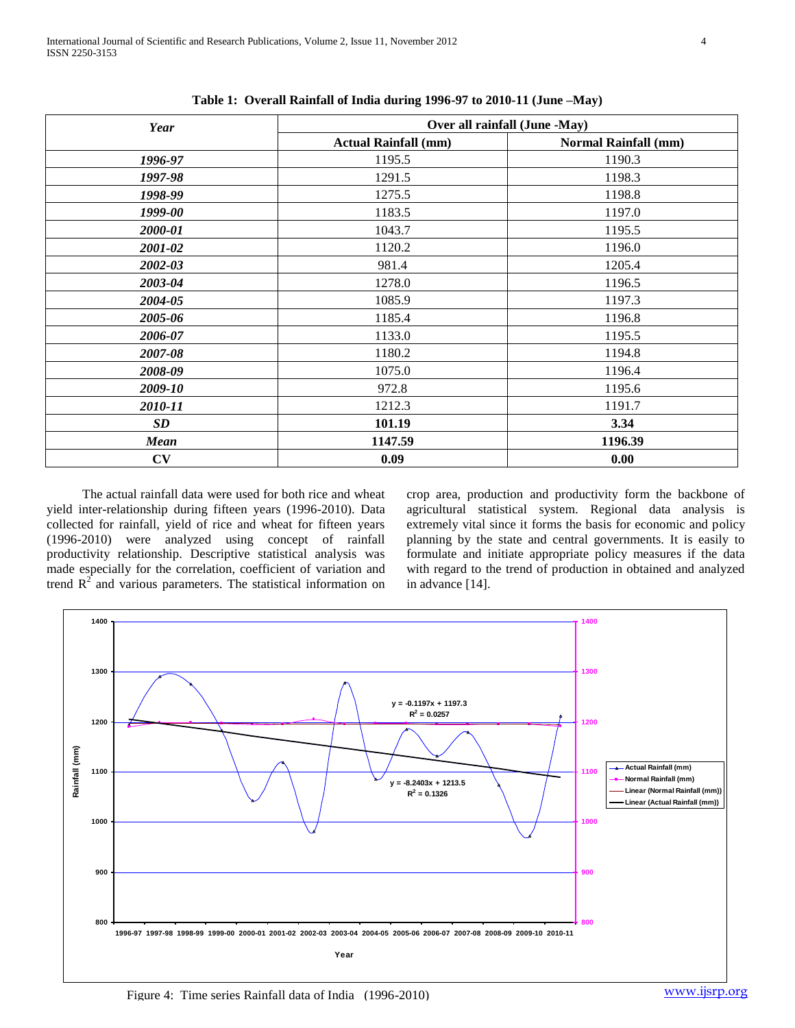**Table 1: Overall Rainfall of India during 1996-97 to 2010-11 (June –May)**

| *Year* | Over all rainfall (June -May) | |
|---|---|---|
| | **Actual Rainfall (mm)** | **Normal Rainfall (mm)** |
| *1996-97* | 1195.5 | 1190.3 |
| *1997-98* | 1291.5 | 1198.3 |
| *1998-99* | 1275.5 | 1198.8 |
| *1999-00* | 1183.5 | 1197.0 |
| *2000-01* | 1043.7 | 1195.5 |
| *2001-02* | 1120.2 | 1196.0 |
| *2002-03* | 981.4 | 1205.4 |
| *2003-04* | 1278.0 | 1196.5 |
| *2004-05* | 1085.9 | 1197.3 |
| *2005-06* | 1185.4 | 1196.8 |
| *2006-07* | 1133.0 | 1195.5 |
| *2007-08* | 1180.2 | 1194.8 |
| *2008-09* | 1075.0 | 1196.4 |
| *2009-10* | 972.8 | 1195.6 |
| *2010-11* | 1212.3 | 1191.7 |
| ***SD*** | **101.19** | **3.34** |
| ***Mean*** | **1147.59** | **1196.39** |
| **CV** | **0.09** | **0.00** |

The actual rainfall data were used for both rice and wheat yield inter-relationship during fifteen years (1996-2010). Data collected for rainfall, yield of rice and wheat for fifteen years (1996-2010) were analyzed using concept of rainfall productivity relationship. Descriptive statistical analysis was made especially for the correlation, coefficient of variation and trend $R^2$ and various parameters. The statistical information on crop area, production and productivity form the backbone of agricultural statistical system. Regional data analysis is extremely vital since it forms the basis for economic and policy planning by the state and central governments. It is easily to formulate and initiate appropriate policy measures if the data with regard to the trend of production in obtained and analyzed in advance [14].

Figure 4: Time series Rainfall data of India (1996-2010)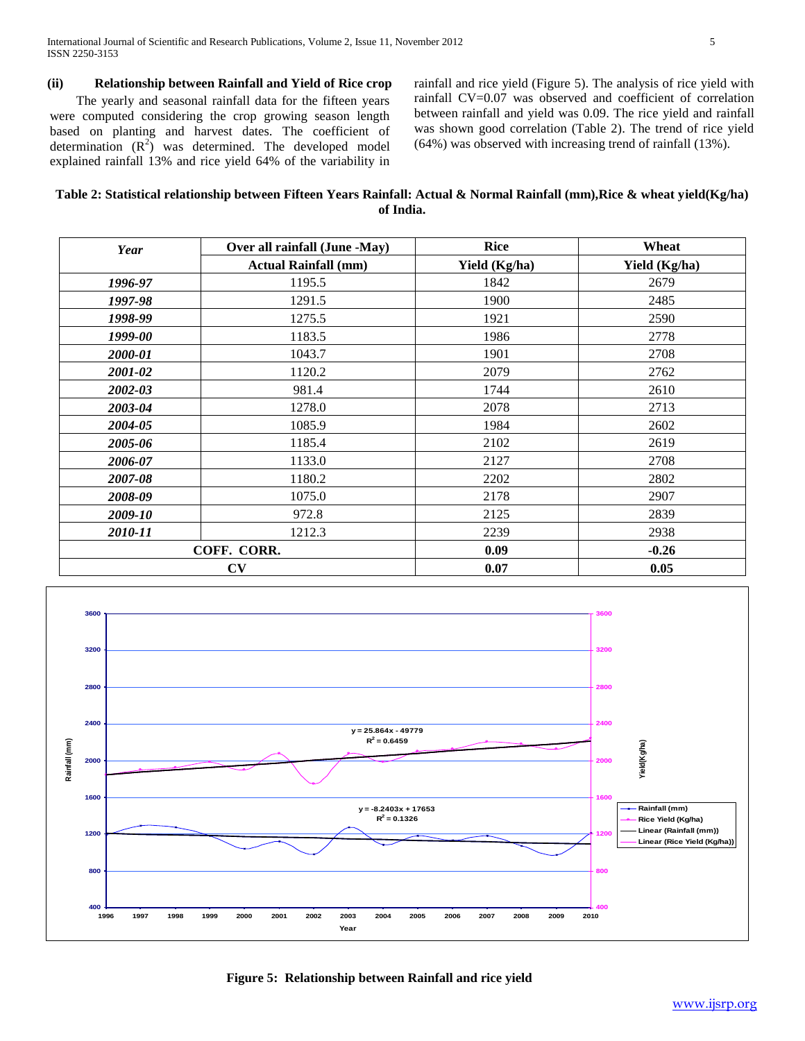### (ii) Relationship between Rainfall and Yield of Rice crop

The yearly and seasonal rainfall data for the fifteen years were computed considering the crop growing season length based on planting and harvest dates. The coefficient of determination ($R^2$) was determined. The developed model explained rainfall 13% and rice yield 64% of the variability in rainfall and rice yield (Figure 5). The analysis of rice yield with rainfall CV=0.07 was observed and coefficient of correlation between rainfall and yield was 0.09. The rice yield and rainfall was shown good correlation (Table 2). The trend of rice yield (64%) was observed with increasing trend of rainfall (13%).

**Table 2: Statistical relationship between Fifteen Years Rainfall: Actual & Normal Rainfall (mm),Rice & wheat yield(Kg/ha) of India.**

| *Year* | Over all rainfall (June -May) | Rice | Wheat |
|---|---|---|---|
| | Actual Rainfall (mm) | Yield (Kg/ha) | Yield (Kg/ha) |
| *1996-97* | 1195.5 | 1842 | 2679 |
| *1997-98* | 1291.5 | 1900 | 2485 |
| *1998-99* | 1275.5 | 1921 | 2590 |
| *1999-00* | 1183.5 | 1986 | 2778 |
| *2000-01* | 1043.7 | 1901 | 2708 |
| *2001-02* | 1120.2 | 2079 | 2762 |
| *2002-03* | 981.4 | 1744 | 2610 |
| *2003-04* | 1278.0 | 2078 | 2713 |
| *2004-05* | 1085.9 | 1984 | 2602 |
| *2005-06* | 1185.4 | 2102 | 2619 |
| *2006-07* | 1133.0 | 2127 | 2708 |
| *2007-08* | 1180.2 | 2202 | 2802 |
| *2008-09* | 1075.0 | 2178 | 2907 |
| *2009-10* | 972.8 | 2125 | 2839 |
| *2010-11* | 1212.3 | 2239 | 2938 |
| **COFF. CORR.** | | **0.09** | **-0.26** |
| **CV** | | **0.07** | **0.05** |

**Figure 5: Relationship between Rainfall and rice yield**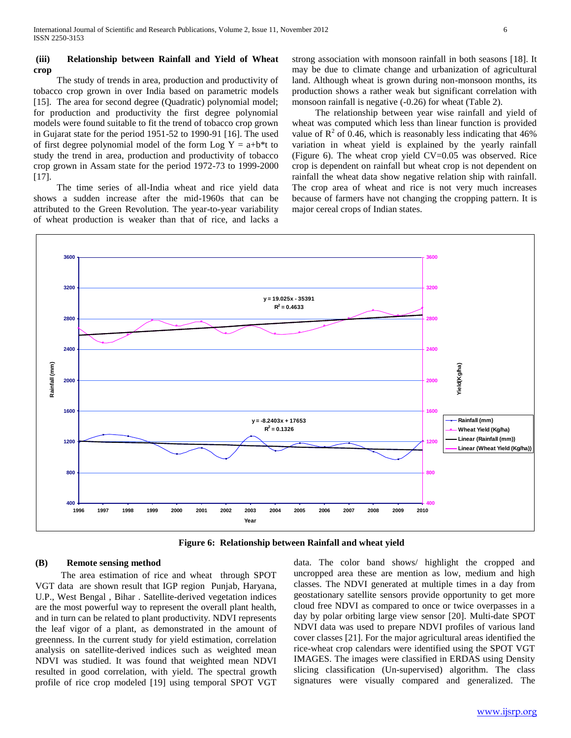**(iii) Relationship between Rainfall and Yield of Wheat crop**

The study of trends in area, production and productivity of tobacco crop grown in over India based on parametric models [15]. The area for second degree (Quadratic) polynomial model; for production and productivity the first degree polynomial models were found suitable to fit the trend of tobacco crop grown in Gujarat state for the period 1951-52 to 1990-91 [16]. The used of first degree polynomial model of the form Log Y = a+b*t to study the trend in area, production and productivity of tobacco crop grown in Assam state for the period 1972-73 to 1999-2000 [17].

The time series of all-India wheat and rice yield data shows a sudden increase after the mid-1960s that can be attributed to the Green Revolution. The year-to-year variability of wheat production is weaker than that of rice, and lacks a strong association with monsoon rainfall in both seasons [18]. It may be due to climate change and urbanization of agricultural land. Although wheat is grown during non-monsoon months, its production shows a rather weak but significant correlation with monsoon rainfall is negative (-0.26) for wheat (Table 2).

The relationship between year wise rainfall and yield of wheat was computed which less than linear function is provided value of $R^2$ of 0.46, which is reasonably less indicating that 46% variation in wheat yield is explained by the yearly rainfall (Figure 6). The wheat crop yield CV=0.05 was observed. Rice crop is dependent on rainfall but wheat crop is not dependent on rainfall the wheat data show negative relation ship with rainfall. The crop area of wheat and rice is not very much increases because of farmers have not changing the cropping pattern. It is major cereal crops of Indian states.

**Figure 6: Relationship between Rainfall and wheat yield**

## (B) Remote sensing method

The area estimation of rice and wheat through SPOT VGT data are shown result that IGP region Punjab, Haryana, U.P., West Bengal , Bihar . Satellite-derived vegetation indices are the most powerful way to represent the overall plant health, and in turn can be related to plant productivity. NDVI represents the leaf vigor of a plant, as demonstrated in the amount of greenness. In the current study for yield estimation, correlation analysis on satellite-derived indices such as weighted mean NDVI was studied. It was found that weighted mean NDVI resulted in good correlation, with yield. The spectral growth profile of rice crop modeled [19] using temporal SPOT VGT data. The color band shows/ highlight the cropped and uncropped area these are mention as low, medium and high classes. The NDVI generated at multiple times in a day from geostationary satellite sensors provide opportunity to get more cloud free NDVI as compared to once or twice overpasses in a day by polar orbiting large view sensor [20]. Multi-date SPOT NDVI data was used to prepare NDVI profiles of various land cover classes [21]. For the major agricultural areas identified the rice-wheat crop calendars were identified using the SPOT VGT IMAGES. The images were classified in ERDAS using Density slicing classification (Un-supervised) algorithm. The class signatures were visually compared and generalized. The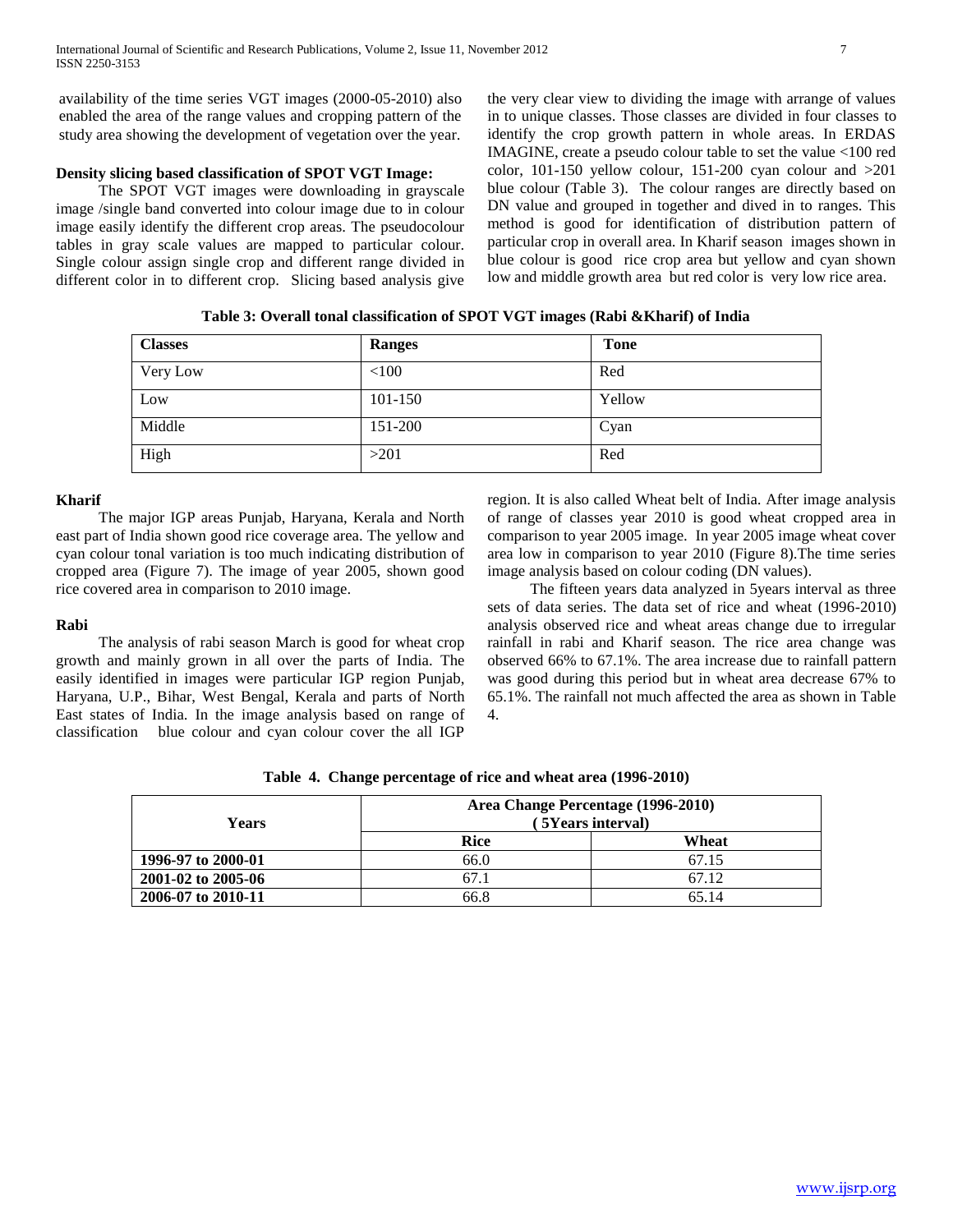availability of the time series VGT images (2000-05-2010) also enabled the area of the range values and cropping pattern of the study area showing the development of vegetation over the year.

**Density slicing based classification of SPOT VGT Image:**

The SPOT VGT images were downloading in grayscale image /single band converted into colour image due to in colour image easily identify the different crop areas. The pseudocolour tables in gray scale values are mapped to particular colour. Single colour assign single crop and different range divided in different color in to different crop. Slicing based analysis give the very clear view to dividing the image with arrange of values in to unique classes. Those classes are divided in four classes to identify the crop growth pattern in whole areas. In ERDAS IMAGINE, create a pseudo colour table to set the value <100 red color, 101-150 yellow colour, 151-200 cyan colour and >201 blue colour (Table 3). The colour ranges are directly based on DN value and grouped in together and dived in to ranges. This method is good for identification of distribution pattern of particular crop in overall area. In Kharif season images shown in blue colour is good rice crop area but yellow and cyan shown low and middle growth area but red color is very low rice area.

**Table 3: Overall tonal classification of SPOT VGT images (Rabi &Kharif) of India**

| Classes | Ranges | Tone |
|---|---|---|
| Very Low | <100 | Red |
| Low | 101-150 | Yellow |
| Middle | 151-200 | Cyan |
| High | >201 | Red |

**Kharif**

The major IGP areas Punjab, Haryana, Kerala and North east part of India shown good rice coverage area. The yellow and cyan colour tonal variation is too much indicating distribution of cropped area (Figure 7). The image of year 2005, shown good rice covered area in comparison to 2010 image.

**Rabi**

The analysis of rabi season March is good for wheat crop growth and mainly grown in all over the parts of India. The easily identified in images were particular IGP region Punjab, Haryana, U.P., Bihar, West Bengal, Kerala and parts of North East states of India. In the image analysis based on range of classification blue colour and cyan colour cover the all IGP region. It is also called Wheat belt of India. After image analysis of range of classes year 2010 is good wheat cropped area in comparison to year 2005 image. In year 2005 image wheat cover area low in comparison to year 2010 (Figure 8).The time series image analysis based on colour coding (DN values).

The fifteen years data analyzed in 5years interval as three sets of data series. The data set of rice and wheat (1996-2010) analysis observed rice and wheat areas change due to irregular rainfall in rabi and Kharif season. The rice area change was observed 66% to 67.1%. The area increase due to rainfall pattern was good during this period but in wheat area decrease 67% to 65.1%. The rainfall not much affected the area as shown in Table 4.

**Table 4. Change percentage of rice and wheat area (1996-2010)**

| Years | Area Change Percentage (1996-2010) ( 5Years interval) | |
|---|---|---|
| | Rice | Wheat |
| 1996-97 to 2000-01 | 66.0 | 67.15 |
| 2001-02 to 2005-06 | 67.1 | 67.12 |
| 2006-07 to 2010-11 | 66.8 | 65.14 |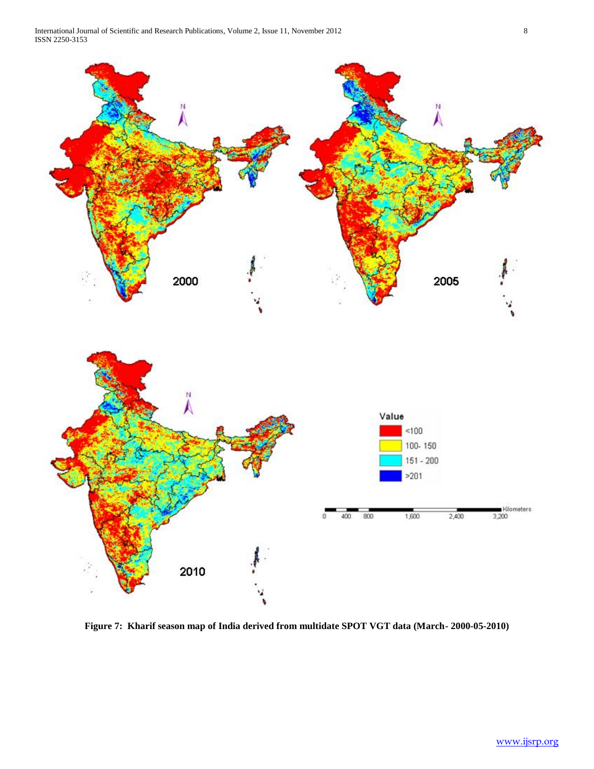**Figure 7: Kharif season map of India derived from multidate SPOT VGT data (March- 2000-05-2010)**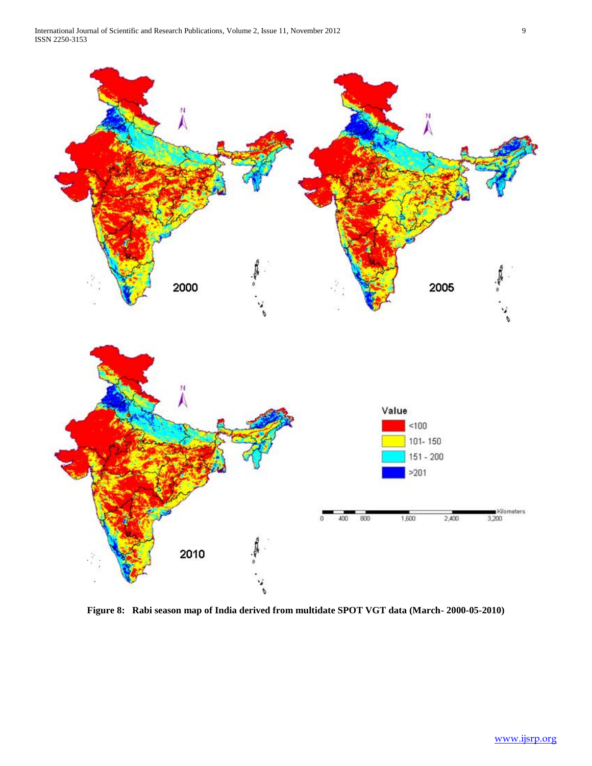**Figure 8: Rabi season map of India derived from multidate SPOT VGT data (March- 2000-05-2010)**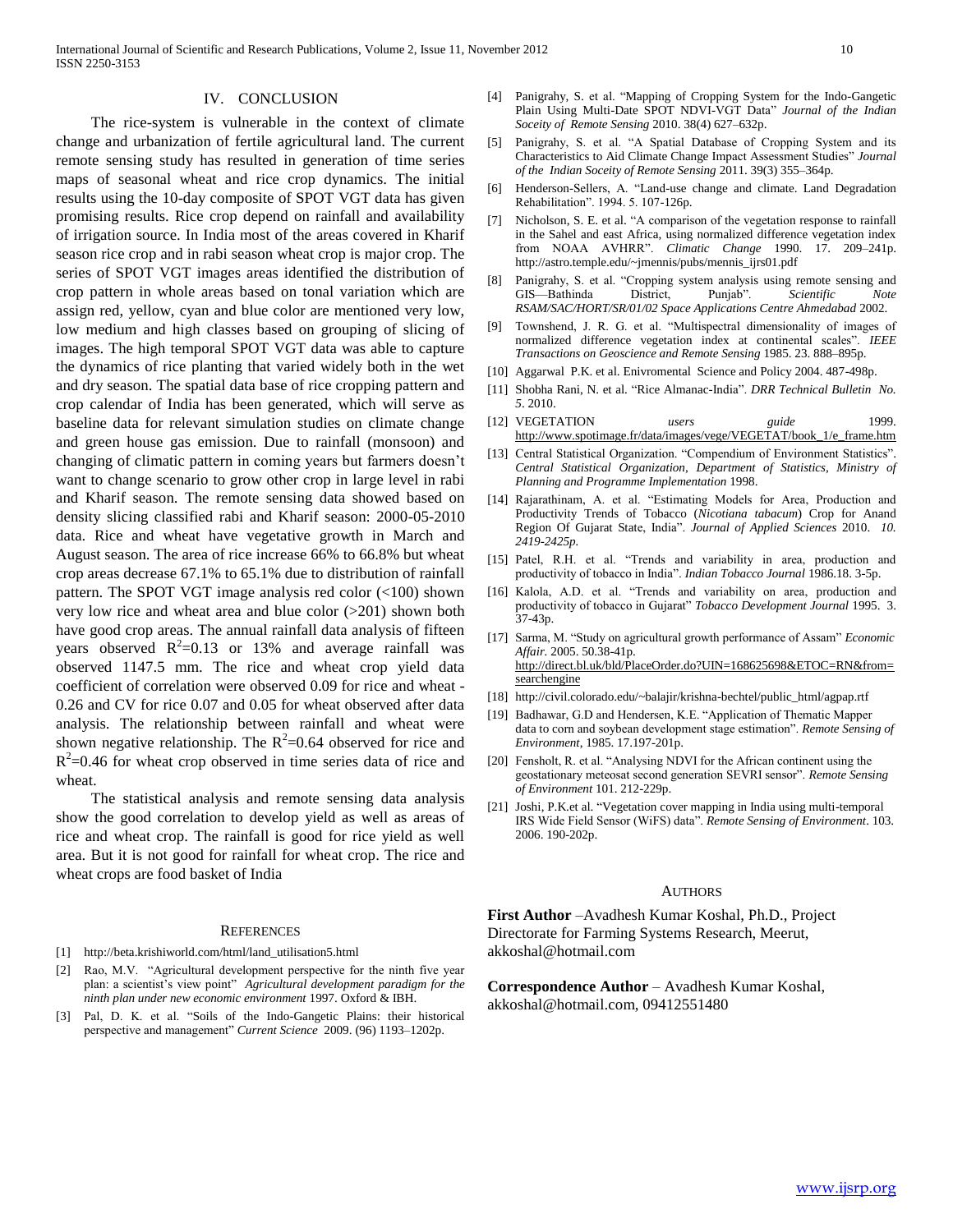## IV. CONCLUSION

The rice-system is vulnerable in the context of climate change and urbanization of fertile agricultural land. The current remote sensing study has resulted in generation of time series maps of seasonal wheat and rice crop dynamics. The initial results using the 10-day composite of SPOT VGT data has given promising results. Rice crop depend on rainfall and availability of irrigation source. In India most of the areas covered in Kharif season rice crop and in rabi season wheat crop is major crop. The series of SPOT VGT images areas identified the distribution of crop pattern in whole areas based on tonal variation which are assign red, yellow, cyan and blue color are mentioned very low, low medium and high classes based on grouping of slicing of images. The high temporal SPOT VGT data was able to capture the dynamics of rice planting that varied widely both in the wet and dry season. The spatial data base of rice cropping pattern and crop calendar of India has been generated, which will serve as baseline data for relevant simulation studies on climate change and green house gas emission. Due to rainfall (monsoon) and changing of climatic pattern in coming years but farmers doesn't want to change scenario to grow other crop in large level in rabi and Kharif season. The remote sensing data showed based on density slicing classified rabi and Kharif season: 2000-05-2010 data. Rice and wheat have vegetative growth in March and August season. The area of rice increase 66% to 66.8% but wheat crop areas decrease 67.1% to 65.1% due to distribution of rainfall pattern. The SPOT VGT image analysis red color (<100) shown very low rice and wheat area and blue color (>201) shown both have good crop areas. The annual rainfall data analysis of fifteen years observed $R^2$=0.13 or 13% and average rainfall was observed 1147.5 mm. The rice and wheat crop yield data coefficient of correlation were observed 0.09 for rice and wheat -0.26 and CV for rice 0.07 and 0.05 for wheat observed after data analysis. The relationship between rainfall and wheat were shown negative relationship. The $R^2$=0.64 observed for rice and $R^2$=0.46 for wheat crop observed in time series data of rice and wheat.

The statistical analysis and remote sensing data analysis show the good correlation to develop yield as well as areas of rice and wheat crop. The rainfall is good for rice yield as well area. But it is not good for rainfall for wheat crop. The rice and wheat crops are food basket of India

## REFERENCES

[1] http://beta.krishiworld.com/html/land_utilisation5.html

[2] Rao, M.V. "Agricultural development perspective for the ninth five year plan: a scientist's view point" *Agricultural development paradigm for the ninth plan under new economic environment* 1997. Oxford & IBH.

[3] Pal, D. K. et al. "Soils of the Indo-Gangetic Plains: their historical perspective and management" *Current Science* 2009. (96) 1193–1202p.

[4] Panigrahy, S. et al. "Mapping of Cropping System for the Indo-Gangetic Plain Using Multi-Date SPOT NDVI-VGT Data" *Journal of the Indian Soceity of Remote Sensing* 2010. 38(4) 627–632p.

[5] Panigrahy, S. et al. "A Spatial Database of Cropping System and its Characteristics to Aid Climate Change Impact Assessment Studies" *Journal of the Indian Soceity of Remote Sensing* 2011. 39(3) 355–364p.

[6] Henderson-Sellers, A. "Land-use change and climate. Land Degradation Rehabilitation". 1994. 5. 107-126p.

[7] Nicholson, S. E. et al. "A comparison of the vegetation response to rainfall in the Sahel and east Africa, using normalized difference vegetation index from NOAA AVHRR". *Climatic Change* 1990. 17. 209–241p. http://astro.temple.edu/~jmennis/pubs/mennis_ijrs01.pdf

[8] Panigrahy, S. et al. "Cropping system analysis using remote sensing and GIS—Bathinda District, Punjab". *Scientific Note RSAM/SAC/HORT/SR/01/02 Space Applications Centre Ahmedabad* 2002.

[9] Townshend, J. R. G. et al. "Multispectral dimensionality of images of normalized difference vegetation index at continental scales". *IEEE Transactions on Geoscience and Remote Sensing* 1985. 23. 888–895p.

[10] Aggarwal P.K. et al. Enivromental Science and Policy 2004. 487-498p.

[11] Shobha Rani, N. et al. "Rice Almanac-India". *DRR Technical Bulletin No. 5*. 2010.

[12] VEGETATION *users guide* 1999. http://www.spotimage.fr/data/images/vege/VEGETAT/book_1/e_frame.htm

[13] Central Statistical Organization. "Compendium of Environment Statistics". *Central Statistical Organization, Department of Statistics, Ministry of Planning and Programme Implementation* 1998.

[14] Rajarathinam, A. et al. "Estimating Models for Area, Production and Productivity Trends of Tobacco (*Nicotiana tabacum*) Crop for Anand Region Of Gujarat State, India". *Journal of Applied Sciences* 2010. *10. 2419-2425p.*

[15] Patel, R.H. et al. "Trends and variability in area, production and productivity of tobacco in India". *Indian Tobacco Journal* 1986.18. 3-5p.

[16] Kalola, A.D. et al. "Trends and variability on area, production and productivity of tobacco in Gujarat" *Tobacco Development Journal* 1995. 3. 37-43p.

[17] Sarma, M. "Study on agricultural growth performance of Assam" *Economic Affair.* 2005. 50.38-41p. http://direct.bl.uk/bld/PlaceOrder.do?UIN=168625698&ETOC=RN&from=searchengine

[18] http://civil.colorado.edu/~balajir/krishna-bechtel/public_html/agpap.rtf

[19] Badhawar, G.D and Hendersen, K.E. "Application of Thematic Mapper data to corn and soybean development stage estimation". *Remote Sensing of Environment,* 1985. 17.197-201p.

[20] Fensholt, R. et al. "Analysing NDVI for the African continent using the geostationary meteosat second generation SEVRI sensor". *Remote Sensing of Environment* 101. 212-229p.

[21] Joshi, P.K.et al. "Vegetation cover mapping in India using multi-temporal IRS Wide Field Sensor (WiFS) data". *Remote Sensing of Environment*. 103. 2006. 190-202p.

## AUTHORS

**First Author** –Avadhesh Kumar Koshal, Ph.D., Project Directorate for Farming Systems Research, Meerut, akkoshal@hotmail.com

**Correspondence Author** – Avadhesh Kumar Koshal, akkoshal@hotmail.com, 09412551480